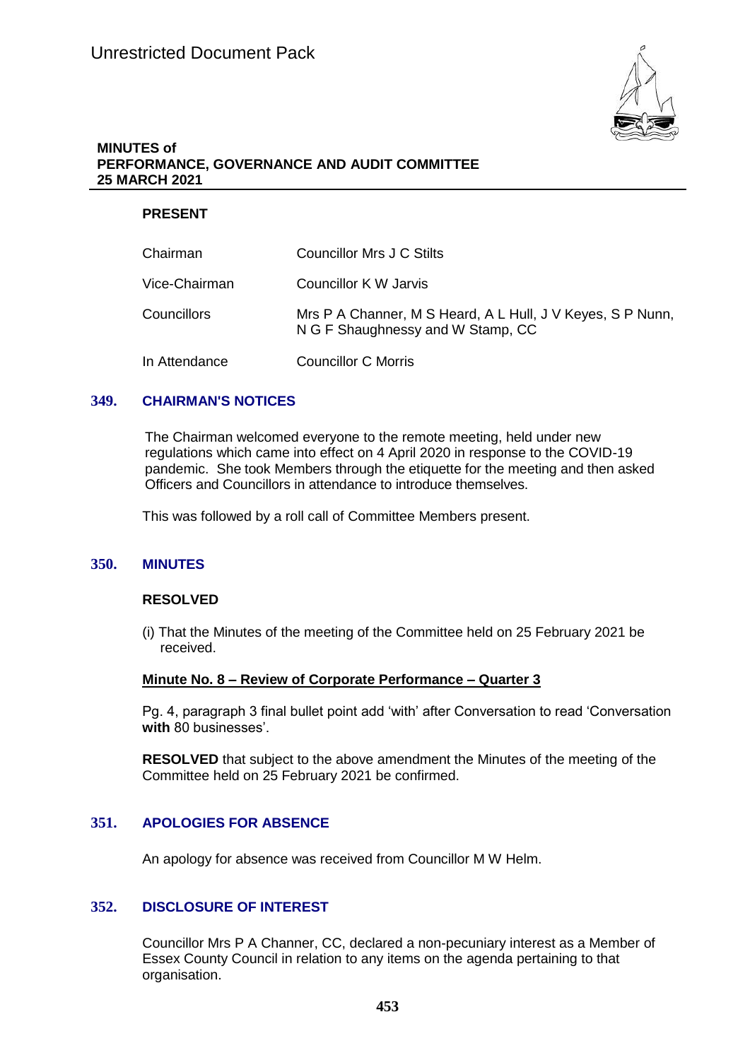Unrestricted Document Pack

**MINUTES of**
**PERFORMANCE, GOVERNANCE AND AUDIT COMMITTEE**
**25 MARCH 2021**

**PRESENT**

| | |
|---|---|
| Chairman | Councillor Mrs J C Stilts |
| Vice-Chairman | Councillor K W Jarvis |
| Councillors | Mrs P A Channer, M S Heard, A L Hull, J V Keyes, S P Nunn, N G F Shaughnessy and W Stamp, CC |
| In Attendance | Councillor C Morris |

## 349. CHAIRMAN'S NOTICES

The Chairman welcomed everyone to the remote meeting, held under new regulations which came into effect on 4 April 2020 in response to the COVID-19 pandemic. She took Members through the etiquette for the meeting and then asked Officers and Councillors in attendance to introduce themselves.

This was followed by a roll call of Committee Members present.

## 350. MINUTES

**RESOLVED**

(i) That the Minutes of the meeting of the Committee held on 25 February 2021 be received.

**Minute No. 8 – Review of Corporate Performance – Quarter 3**

Pg. 4, paragraph 3 final bullet point add 'with' after Conversation to read 'Conversation **with** 80 businesses'.

**RESOLVED** that subject to the above amendment the Minutes of the meeting of the Committee held on 25 February 2021 be confirmed.

## 351. APOLOGIES FOR ABSENCE

An apology for absence was received from Councillor M W Helm.

## 352. DISCLOSURE OF INTEREST

Councillor Mrs P A Channer, CC, declared a non-pecuniary interest as a Member of Essex County Council in relation to any items on the agenda pertaining to that organisation.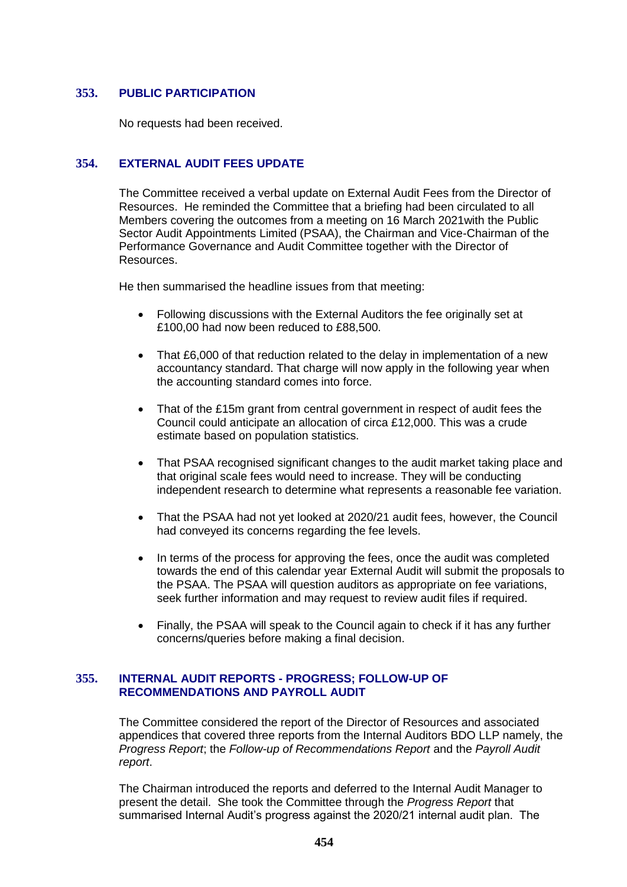## 353. PUBLIC PARTICIPATION

No requests had been received.

## 354. EXTERNAL AUDIT FEES UPDATE

The Committee received a verbal update on External Audit Fees from the Director of Resources. He reminded the Committee that a briefing had been circulated to all Members covering the outcomes from a meeting on 16 March 2021with the Public Sector Audit Appointments Limited (PSAA), the Chairman and Vice-Chairman of the Performance Governance and Audit Committee together with the Director of Resources.

He then summarised the headline issues from that meeting:

- Following discussions with the External Auditors the fee originally set at £100,00 had now been reduced to £88,500.
- That £6,000 of that reduction related to the delay in implementation of a new accountancy standard. That charge will now apply in the following year when the accounting standard comes into force.
- That of the £15m grant from central government in respect of audit fees the Council could anticipate an allocation of circa £12,000. This was a crude estimate based on population statistics.
- That PSAA recognised significant changes to the audit market taking place and that original scale fees would need to increase. They will be conducting independent research to determine what represents a reasonable fee variation.
- That the PSAA had not yet looked at 2020/21 audit fees, however, the Council had conveyed its concerns regarding the fee levels.
- In terms of the process for approving the fees, once the audit was completed towards the end of this calendar year External Audit will submit the proposals to the PSAA. The PSAA will question auditors as appropriate on fee variations, seek further information and may request to review audit files if required.
- Finally, the PSAA will speak to the Council again to check if it has any further concerns/queries before making a final decision.

## 355. INTERNAL AUDIT REPORTS - PROGRESS; FOLLOW-UP OF RECOMMENDATIONS AND PAYROLL AUDIT

The Committee considered the report of the Director of Resources and associated appendices that covered three reports from the Internal Auditors BDO LLP namely, the *Progress Report*; the *Follow-up of Recommendations Report* and the *Payroll Audit report*.

The Chairman introduced the reports and deferred to the Internal Audit Manager to present the detail. She took the Committee through the *Progress Report* that summarised Internal Audit's progress against the 2020/21 internal audit plan. The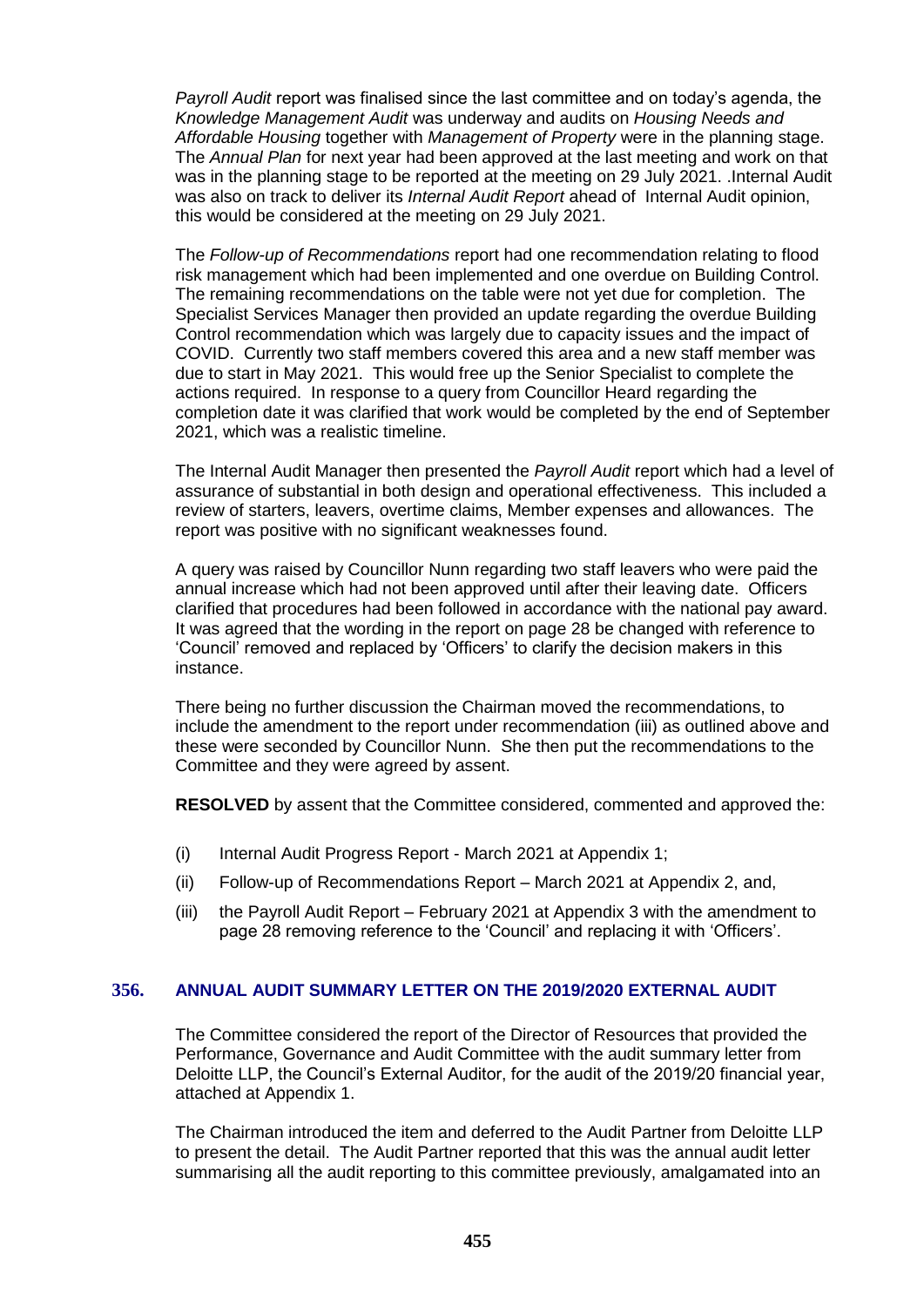*Payroll Audit* report was finalised since the last committee and on today's agenda, the *Knowledge Management Audit* was underway and audits on *Housing Needs and Affordable Housing* together with *Management of Property* were in the planning stage. The *Annual Plan* for next year had been approved at the last meeting and work on that was in the planning stage to be reported at the meeting on 29 July 2021. .Internal Audit was also on track to deliver its *Internal Audit Report* ahead of Internal Audit opinion, this would be considered at the meeting on 29 July 2021.

The *Follow-up of Recommendations* report had one recommendation relating to flood risk management which had been implemented and one overdue on Building Control. The remaining recommendations on the table were not yet due for completion. The Specialist Services Manager then provided an update regarding the overdue Building Control recommendation which was largely due to capacity issues and the impact of COVID. Currently two staff members covered this area and a new staff member was due to start in May 2021. This would free up the Senior Specialist to complete the actions required. In response to a query from Councillor Heard regarding the completion date it was clarified that work would be completed by the end of September 2021, which was a realistic timeline.

The Internal Audit Manager then presented the *Payroll Audit* report which had a level of assurance of substantial in both design and operational effectiveness. This included a review of starters, leavers, overtime claims, Member expenses and allowances. The report was positive with no significant weaknesses found.

A query was raised by Councillor Nunn regarding two staff leavers who were paid the annual increase which had not been approved until after their leaving date. Officers clarified that procedures had been followed in accordance with the national pay award. It was agreed that the wording in the report on page 28 be changed with reference to 'Council' removed and replaced by 'Officers' to clarify the decision makers in this instance.

There being no further discussion the Chairman moved the recommendations, to include the amendment to the report under recommendation (iii) as outlined above and these were seconded by Councillor Nunn. She then put the recommendations to the Committee and they were agreed by assent.

**RESOLVED** by assent that the Committee considered, commented and approved the:

(i) Internal Audit Progress Report - March 2021 at Appendix 1;

(ii) Follow-up of Recommendations Report – March 2021 at Appendix 2, and,

(iii) the Payroll Audit Report – February 2021 at Appendix 3 with the amendment to page 28 removing reference to the 'Council' and replacing it with 'Officers'.

## 356. ANNUAL AUDIT SUMMARY LETTER ON THE 2019/2020 EXTERNAL AUDIT

The Committee considered the report of the Director of Resources that provided the Performance, Governance and Audit Committee with the audit summary letter from Deloitte LLP, the Council's External Auditor, for the audit of the 2019/20 financial year, attached at Appendix 1.

The Chairman introduced the item and deferred to the Audit Partner from Deloitte LLP to present the detail. The Audit Partner reported that this was the annual audit letter summarising all the audit reporting to this committee previously, amalgamated into an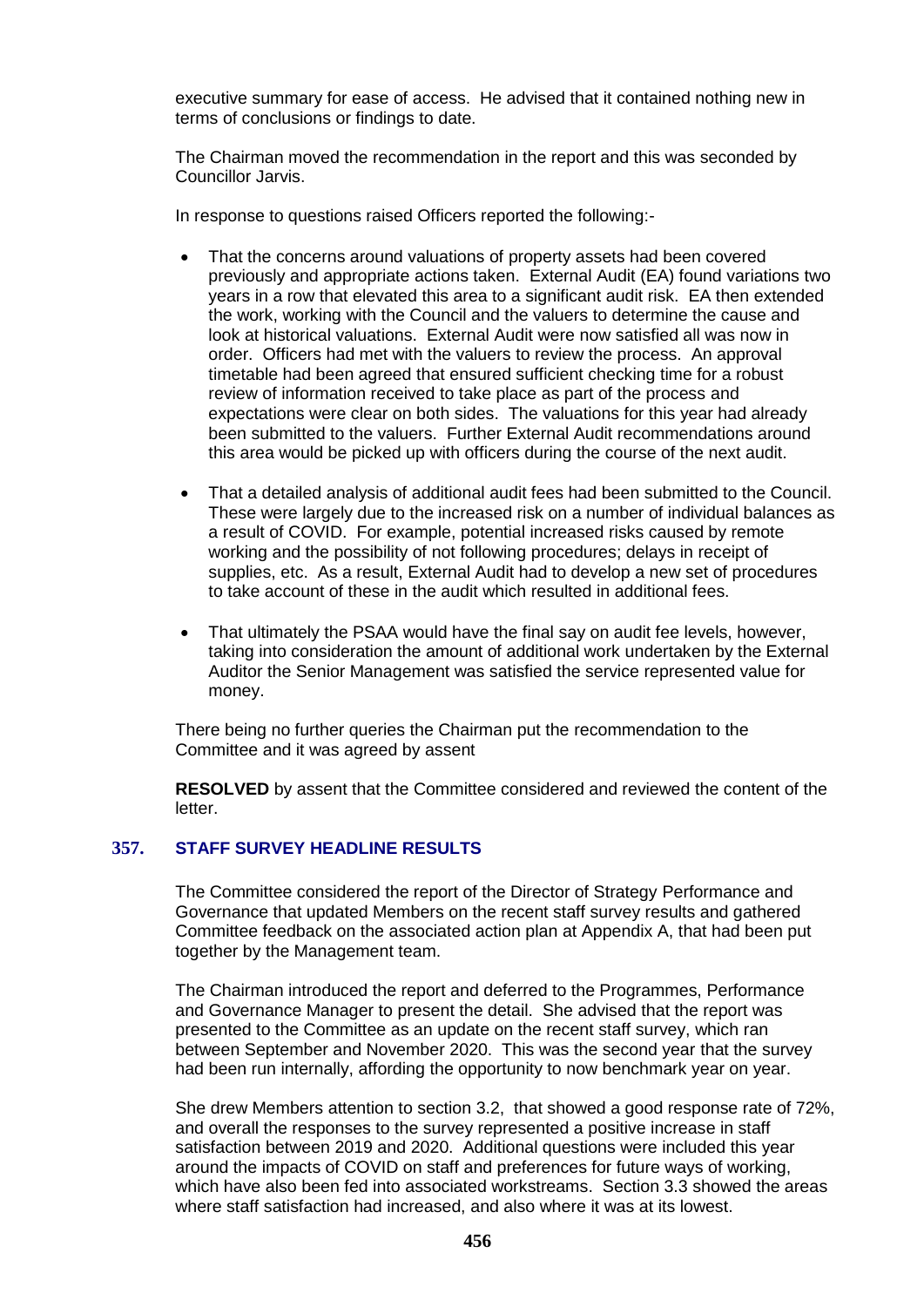executive summary for ease of access. He advised that it contained nothing new in terms of conclusions or findings to date.

The Chairman moved the recommendation in the report and this was seconded by Councillor Jarvis.

In response to questions raised Officers reported the following:-

- That the concerns around valuations of property assets had been covered previously and appropriate actions taken. External Audit (EA) found variations two years in a row that elevated this area to a significant audit risk. EA then extended the work, working with the Council and the valuers to determine the cause and look at historical valuations. External Audit were now satisfied all was now in order. Officers had met with the valuers to review the process. An approval timetable had been agreed that ensured sufficient checking time for a robust review of information received to take place as part of the process and expectations were clear on both sides. The valuations for this year had already been submitted to the valuers. Further External Audit recommendations around this area would be picked up with officers during the course of the next audit.

- That a detailed analysis of additional audit fees had been submitted to the Council. These were largely due to the increased risk on a number of individual balances as a result of COVID. For example, potential increased risks caused by remote working and the possibility of not following procedures; delays in receipt of supplies, etc. As a result, External Audit had to develop a new set of procedures to take account of these in the audit which resulted in additional fees.

- That ultimately the PSAA would have the final say on audit fee levels, however, taking into consideration the amount of additional work undertaken by the External Auditor the Senior Management was satisfied the service represented value for money.

There being no further queries the Chairman put the recommendation to the Committee and it was agreed by assent

**RESOLVED** by assent that the Committee considered and reviewed the content of the letter.

## 357. STAFF SURVEY HEADLINE RESULTS

The Committee considered the report of the Director of Strategy Performance and Governance that updated Members on the recent staff survey results and gathered Committee feedback on the associated action plan at Appendix A, that had been put together by the Management team.

The Chairman introduced the report and deferred to the Programmes, Performance and Governance Manager to present the detail. She advised that the report was presented to the Committee as an update on the recent staff survey, which ran between September and November 2020. This was the second year that the survey had been run internally, affording the opportunity to now benchmark year on year.

She drew Members attention to section 3.2, that showed a good response rate of 72%, and overall the responses to the survey represented a positive increase in staff satisfaction between 2019 and 2020. Additional questions were included this year around the impacts of COVID on staff and preferences for future ways of working, which have also been fed into associated workstreams. Section 3.3 showed the areas where staff satisfaction had increased, and also where it was at its lowest.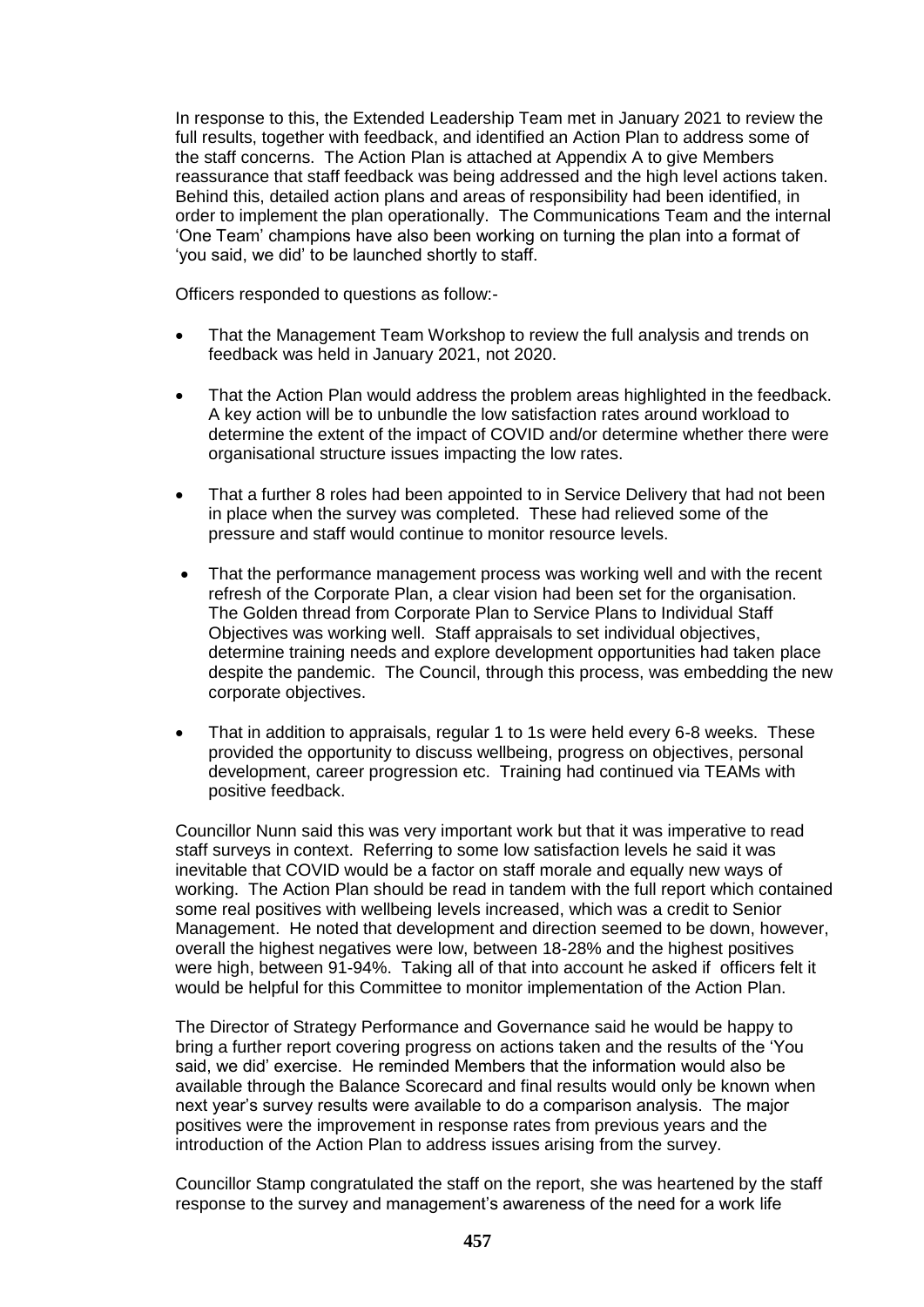In response to this, the Extended Leadership Team met in January 2021 to review the full results, together with feedback, and identified an Action Plan to address some of the staff concerns. The Action Plan is attached at Appendix A to give Members reassurance that staff feedback was being addressed and the high level actions taken. Behind this, detailed action plans and areas of responsibility had been identified, in order to implement the plan operationally. The Communications Team and the internal 'One Team' champions have also been working on turning the plan into a format of 'you said, we did' to be launched shortly to staff.

Officers responded to questions as follow:-

- That the Management Team Workshop to review the full analysis and trends on feedback was held in January 2021, not 2020.
- That the Action Plan would address the problem areas highlighted in the feedback. A key action will be to unbundle the low satisfaction rates around workload to determine the extent of the impact of COVID and/or determine whether there were organisational structure issues impacting the low rates.
- That a further 8 roles had been appointed to in Service Delivery that had not been in place when the survey was completed. These had relieved some of the pressure and staff would continue to monitor resource levels.
- That the performance management process was working well and with the recent refresh of the Corporate Plan, a clear vision had been set for the organisation. The Golden thread from Corporate Plan to Service Plans to Individual Staff Objectives was working well. Staff appraisals to set individual objectives, determine training needs and explore development opportunities had taken place despite the pandemic. The Council, through this process, was embedding the new corporate objectives.
- That in addition to appraisals, regular 1 to 1s were held every 6-8 weeks. These provided the opportunity to discuss wellbeing, progress on objectives, personal development, career progression etc. Training had continued via TEAMs with positive feedback.

Councillor Nunn said this was very important work but that it was imperative to read staff surveys in context. Referring to some low satisfaction levels he said it was inevitable that COVID would be a factor on staff morale and equally new ways of working. The Action Plan should be read in tandem with the full report which contained some real positives with wellbeing levels increased, which was a credit to Senior Management. He noted that development and direction seemed to be down, however, overall the highest negatives were low, between 18-28% and the highest positives were high, between 91-94%. Taking all of that into account he asked if officers felt it would be helpful for this Committee to monitor implementation of the Action Plan.

The Director of Strategy Performance and Governance said he would be happy to bring a further report covering progress on actions taken and the results of the 'You said, we did' exercise. He reminded Members that the information would also be available through the Balance Scorecard and final results would only be known when next year's survey results were available to do a comparison analysis. The major positives were the improvement in response rates from previous years and the introduction of the Action Plan to address issues arising from the survey.

Councillor Stamp congratulated the staff on the report, she was heartened by the staff response to the survey and management's awareness of the need for a work life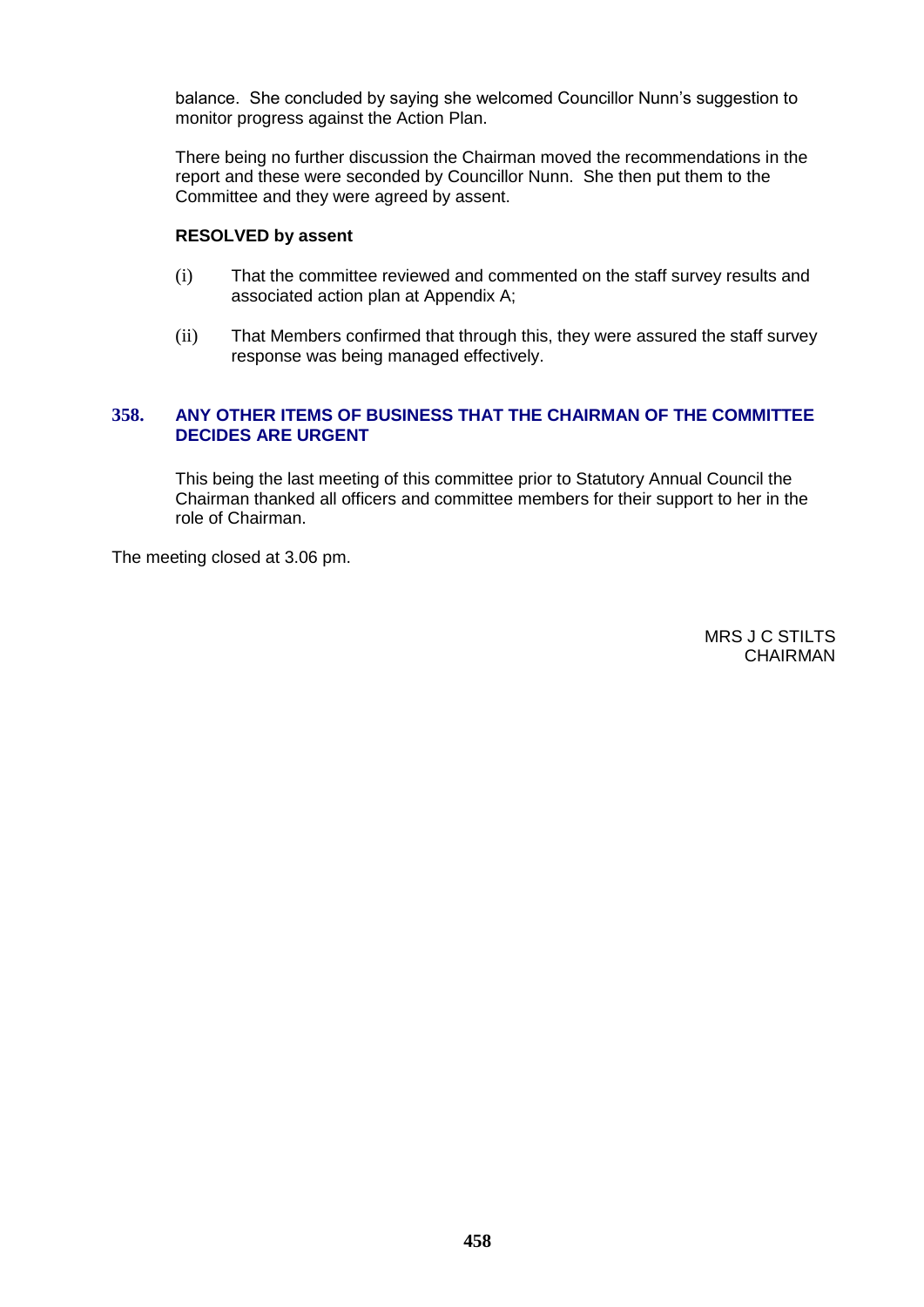balance. She concluded by saying she welcomed Councillor Nunn's suggestion to monitor progress against the Action Plan.

There being no further discussion the Chairman moved the recommendations in the report and these were seconded by Councillor Nunn. She then put them to the Committee and they were agreed by assent.

**RESOLVED by assent**

(i) That the committee reviewed and commented on the staff survey results and associated action plan at Appendix A;

(ii) That Members confirmed that through this, they were assured the staff survey response was being managed effectively.

## 358. ANY OTHER ITEMS OF BUSINESS THAT THE CHAIRMAN OF THE COMMITTEE DECIDES ARE URGENT

This being the last meeting of this committee prior to Statutory Annual Council the Chairman thanked all officers and committee members for their support to her in the role of Chairman.

The meeting closed at 3.06 pm.

MRS J C STILTS
CHAIRMAN